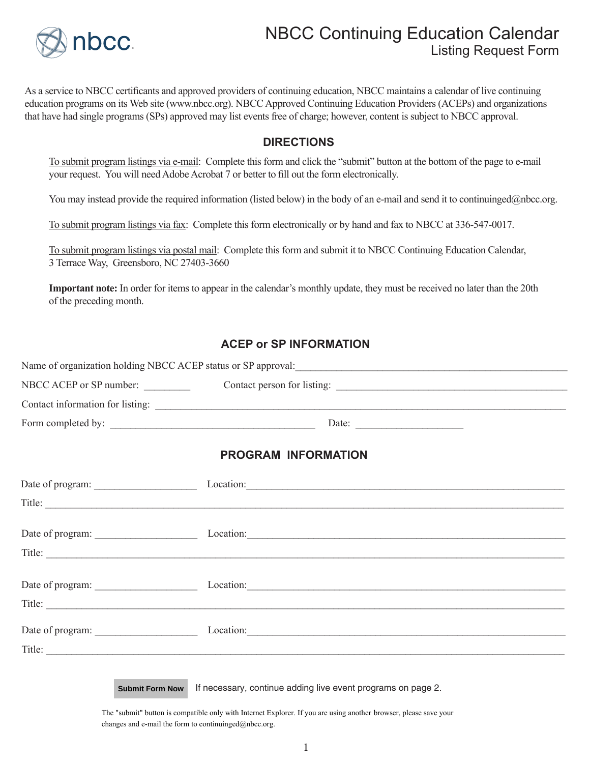# NBCC Continuing Education Calendar

## Listing Request Form

As a service to NBCC certificants and approved providers of continuing education, NBCC maintains a calendar of live continuing education programs on its Web site (www.nbcc.org). NBCC Approved Continuing Education Providers (ACEPs) and organizations that have had single programs (SPs) approved may list events free of charge; however, content is subject to NBCC approval.

### DIRECTIONS

To submit program listings via e-mail: Complete this form and click the "submit" button at the bottom of the page to e-mail your request. You will need Adobe Acrobat 7 or better to fill out the form electronically.

You may instead provide the required information (listed below) in the body of an e-mail and send it to continuinged@nbcc.org.

To submit program listings via fax: Complete this form electronically or by hand and fax to NBCC at 336-547-0017.

To submit program listings via postal mail: Complete this form and submit it to NBCC Continuing Education Calendar, 3 Terrace Way, Greensboro, NC 27403-3660

**Important note:** In order for items to appear in the calendar's monthly update, they must be received no later than the 20th of the preceding month.

### ACEP or SP INFORMATION

Name of organization holding NBCC ACEP status or SP approval: ____________________________________________

NBCC ACEP or SP number: _________ Contact person for listing: ____________________________________________

Contact information for listing: ____________________________________________

Form completed by: ____________________________________ Date: ____________________

### PROGRAM INFORMATION

Date of program: ____________________ Location: ____________________________________________

Title: ____________________________________________

Date of program: ____________________ Location: ____________________________________________

Title: ____________________________________________

Date of program: ____________________ Location: ____________________________________________

Title: ____________________________________________

Date of program: ____________________ Location: ____________________________________________

Title: ____________________________________________

**Submit Form Now** If necessary, continue adding live event programs on page 2.

The "submit" button is compatible only with Internet Explorer. If you are using another browser, please save your changes and e-mail the form to continuinged@nbcc.org.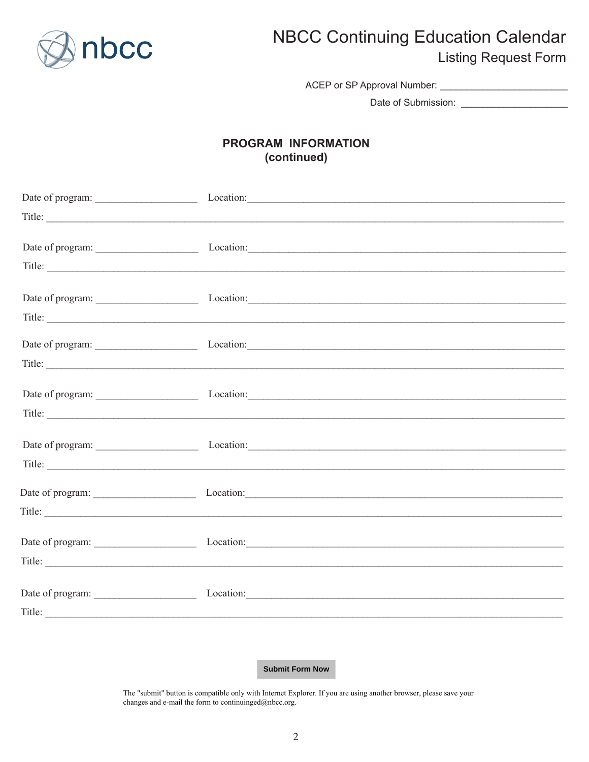nbcc

# NBCC Continuing Education Calendar

## Listing Request Form

ACEP or SP Approval Number: ________________________

Date of Submission: ____________________

### PROGRAM INFORMATION (continued)

Date of program: ____________________ Location: ______________________________________________________________

Title: ______________________________________________________________________________________________

Date of program: ____________________ Location: ______________________________________________________________

Title: ______________________________________________________________________________________________

Date of program: ____________________ Location: ______________________________________________________________

Title: ______________________________________________________________________________________________

Date of program: ____________________ Location: ______________________________________________________________

Title: ______________________________________________________________________________________________

Date of program: ____________________ Location: ______________________________________________________________

Title: ______________________________________________________________________________________________

Date of program: ____________________ Location: ______________________________________________________________

Title: ______________________________________________________________________________________________

Date of program: ____________________ Location: ______________________________________________________________

Title: ______________________________________________________________________________________________

Date of program: ____________________ Location: ______________________________________________________________

Title: ______________________________________________________________________________________________

Date of program: ____________________ Location: ______________________________________________________________

Title: ______________________________________________________________________________________________

**Submit Form Now**

The "submit" button is compatible only with Internet Explorer. If you are using another browser, please save your changes and e-mail the form to continuinged@nbcc.org.